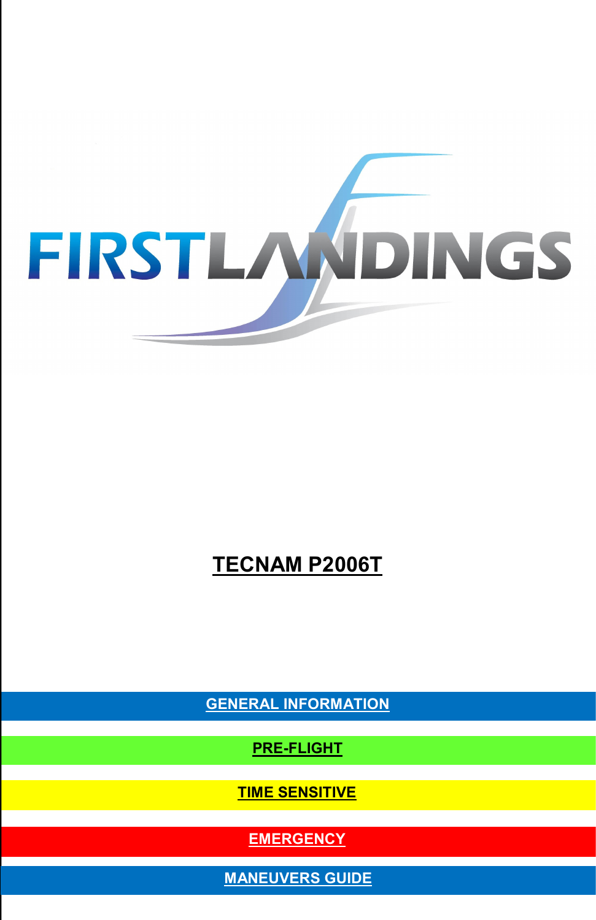FIRSTLANDINGS

# TECNAM P2006T

GENERAL INFORMATION

PRE-FLIGHT

TIME SENSITIVE

EMERGENCY

MANEUVERS GUIDE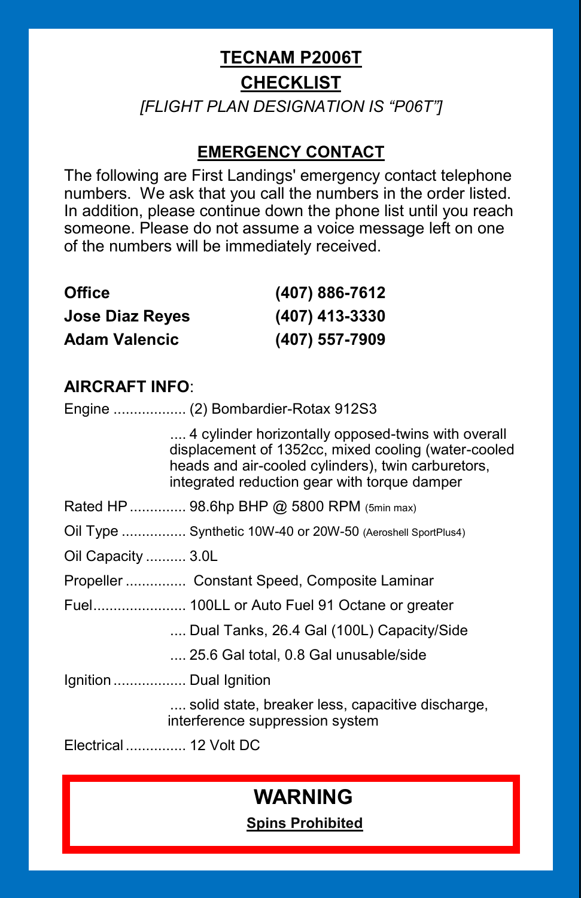# TECNAM P2006T

# CHECKLIST

*[FLIGHT PLAN DESIGNATION IS "P06T"]*

## EMERGENCY CONTACT

The following are First Landings' emergency contact telephone numbers. We ask that you call the numbers in the order listed. In addition, please continue down the phone list until you reach someone. Please do not assume a voice message left on one of the numbers will be immediately received.

| | |
|---|---|
| **Office** | **(407) 886-7612** |
| **Jose Diaz Reyes** | **(407) 413-3330** |
| **Adam Valencic** | **(407) 557-7909** |

**AIRCRAFT INFO**:

Engine .................. (2) Bombardier-Rotax 912S3

.... 4 cylinder horizontally opposed-twins with overall displacement of 1352cc, mixed cooling (water-cooled heads and air-cooled cylinders), twin carburetors, integrated reduction gear with torque damper

Rated HP .............. 98.6hp BHP @ 5800 RPM (5min max)

Oil Type ................ Synthetic 10W-40 or 20W-50 (Aeroshell SportPlus4)

Oil Capacity .......... 3.0L

Propeller ............... Constant Speed, Composite Laminar

Fuel....................... 100LL or Auto Fuel 91 Octane or greater

.... Dual Tanks, 26.4 Gal (100L) Capacity/Side

.... 25.6 Gal total, 0.8 Gal unusable/side

Ignition .................. Dual Ignition

.... solid state, breaker less, capacitive discharge, interference suppression system

Electrical ............... 12 Volt DC

## WARNING

**Spins Prohibited**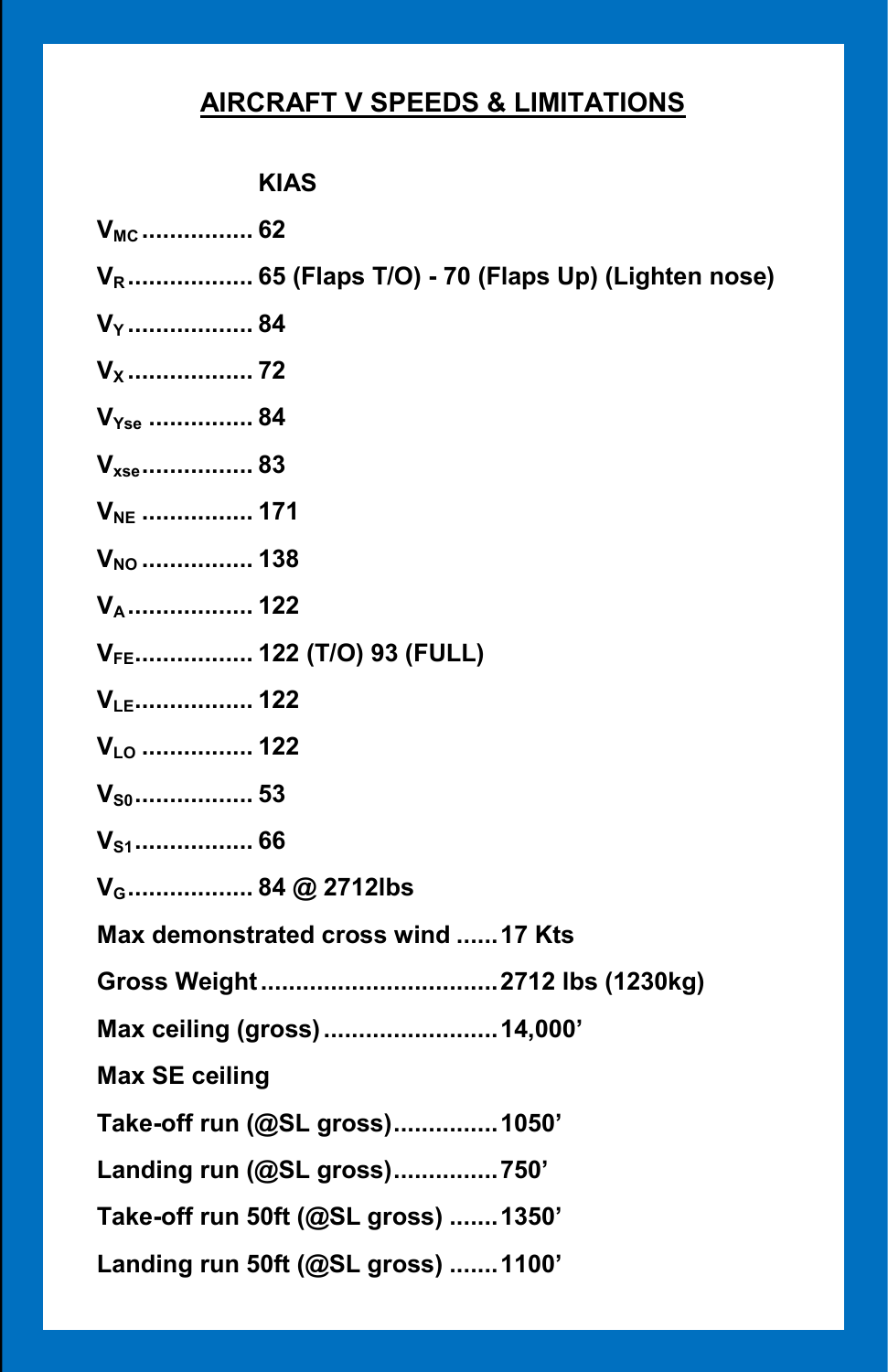# AIRCRAFT V SPEEDS & LIMITATIONS

**KIAS**

**$V_{MC}$................ 62**

**$V_R$.................. 65 (Flaps T/O) - 70 (Flaps Up) (Lighten nose)**

**$V_Y$.................. 84**

**$V_X$.................. 72**

**$V_{Yse}$ ............... 84**

**$V_{xse}$................ 83**

**$V_{NE}$ ................ 171**

**$V_{NO}$ ................ 138**

**$V_A$.................. 122**

**$V_{FE}$................. 122 (T/O) 93 (FULL)**

**$V_{LE}$................. 122**

**$V_{LO}$ ................ 122**

**$V_{S0}$................. 53**

**$V_{S1}$................. 66**

**$V_G$.................. 84 @ 2712lbs**

**Max demonstrated cross wind ...... 17 Kts**

**Gross Weight.................................. 2712 lbs (1230kg)**

**Max ceiling (gross)......................... 14,000'**

**Max SE ceiling**

**Take-off run (@SL gross)............... 1050'**

**Landing run (@SL gross)............... 750'**

**Take-off run 50ft (@SL gross) ....... 1350'**

**Landing run 50ft (@SL gross) ....... 1100'**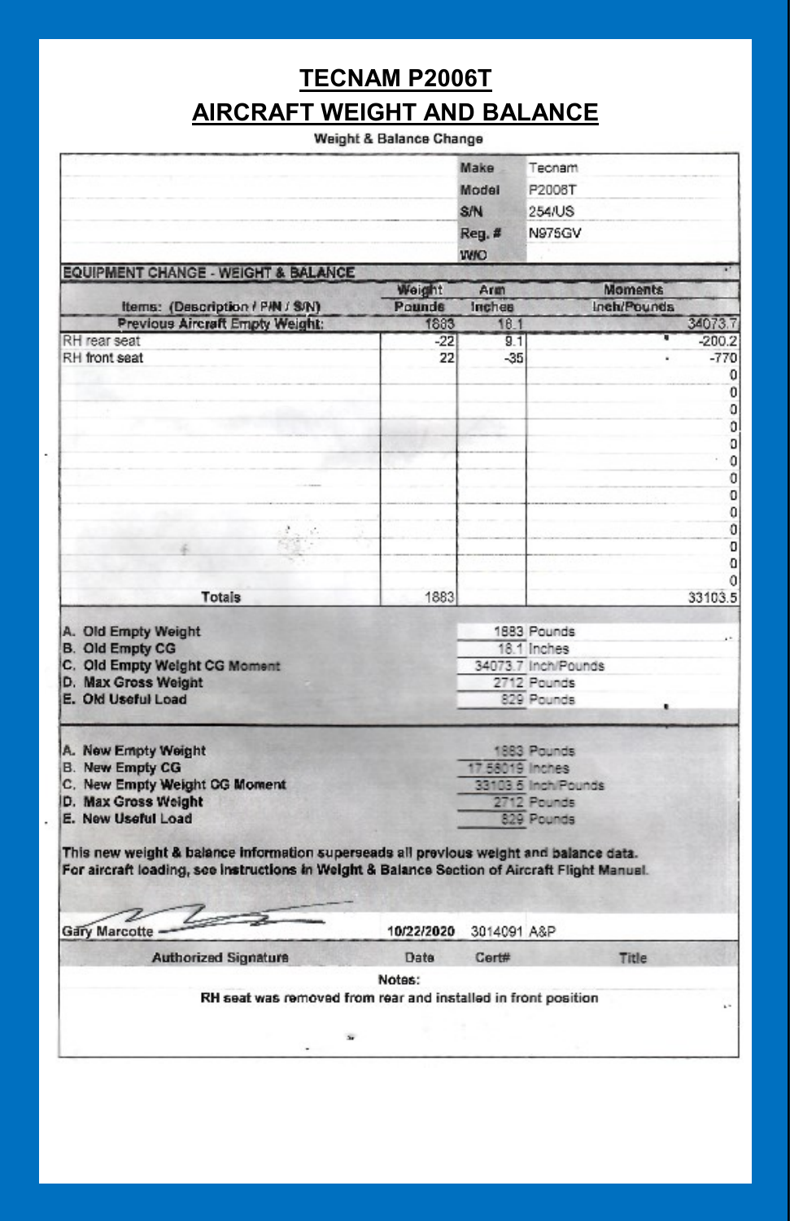# TECNAM P2006T

# AIRCRAFT WEIGHT AND BALANCE

Weight & Balance Change

| | |
|---|---|
| Make | Tecnam |
| Model | P2006T |
| S/N | 254/US |
| Reg. # | N975GV |
| W/O | |

**EQUIPMENT CHANGE - WEIGHT & BALANCE**

| Items: (Description / P/N / S/N) | Weight Pounds | Arm Inches | Moments Inch/Pounds |
|---|---|---|---|
| Previous Aircraft Empty Weight: | 1883 | 18.1 | 34073.7 |
| RH rear seat | -22 | 9.1 | -200.2 |
| RH front seat | 22 | -35 | -770 |
| | | | 0 |
| | | | 0 |
| | | | 0 |
| | | | 0 |
| | | | 0 |
| | | | 0 |
| | | | 0 |
| | | | 0 |
| | | | 0 |
| | | | 0 |
| | | | 0 |
| | | | 0 |
| | | | 0 |
| **Totals** | 1883 | | 33103.5 |

| | | |
|---|---|---|
| **A. Old Empty Weight** | 1883 | Pounds |
| **B. Old Empty CG** | 18.1 | Inches |
| **C. Old Empty Weight CG Moment** | 34073.7 | Inch/Pounds |
| **D. Max Gross Weight** | 2712 | Pounds |
| **E. Old Useful Load** | 829 | Pounds |

| | | |
|---|---|---|
| **A. New Empty Weight** | 1883 | Pounds |
| **B. New Empty CG** | 17.58019 | Inches |
| **C. New Empty Weight CG Moment** | 33103.5 | Inch/Pounds |
| **D. Max Gross Weight** | 2712 | Pounds |
| **E. New Useful Load** | 829 | Pounds |

**This new weight & balance information superseads all previous weight and balance data.**
**For aircraft loading, see instructions in Weight & Balance Section of Aircraft Flight Manual.**

| Authorized Signature | Date | Cert# | Title |
|---|---|---|---|
| Gary Marcotte | 10/22/2020 | 3014091 | A&P |

**Notes:**

**RH seat was removed from rear and installed in front position**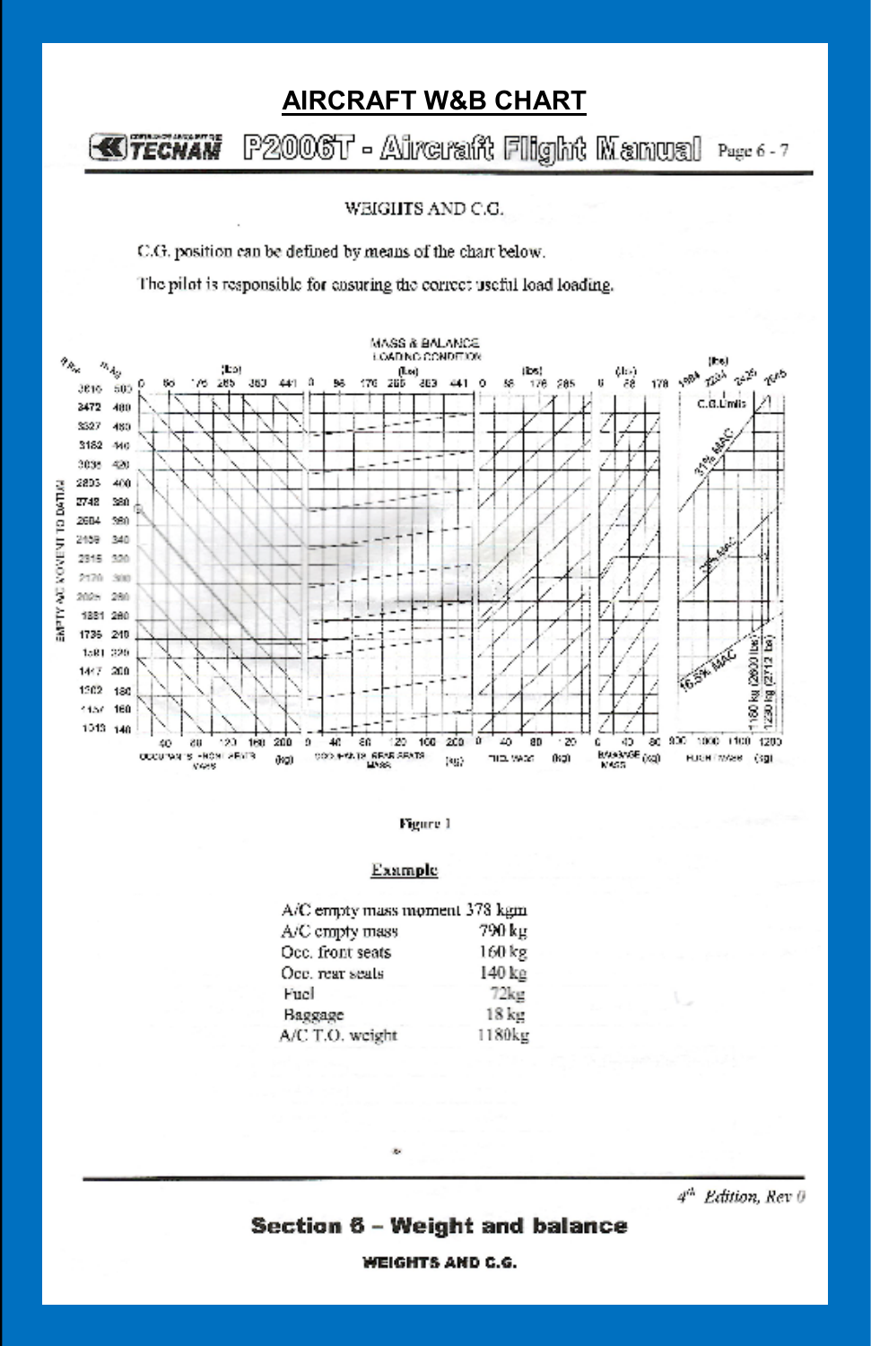# AIRCRAFT W&B CHART

TECNAM P2006T - Aircraft Flight Manual Page 6 - 7

## WEIGHTS AND C.G.

C.G. position can be defined by means of the chart below.

The pilot is responsible for ensuring the correct useful load loading.

MASS & BALANCE LOADING CONDITION

Figure 1

### Example

| | |
|---|---|
| A/C empty mass moment | 378 kgm |
| A/C empty mass | 790 kg |
| Occ. front seats | 160 kg |
| Occ. rear seats | 140 kg |
| Fuel | 72kg |
| Baggage | 18 kg |
| A/C T.O. weight | 1180kg |

4th Edition, Rev 0

Section 6 – Weight and balance

WEIGHTS AND C.G.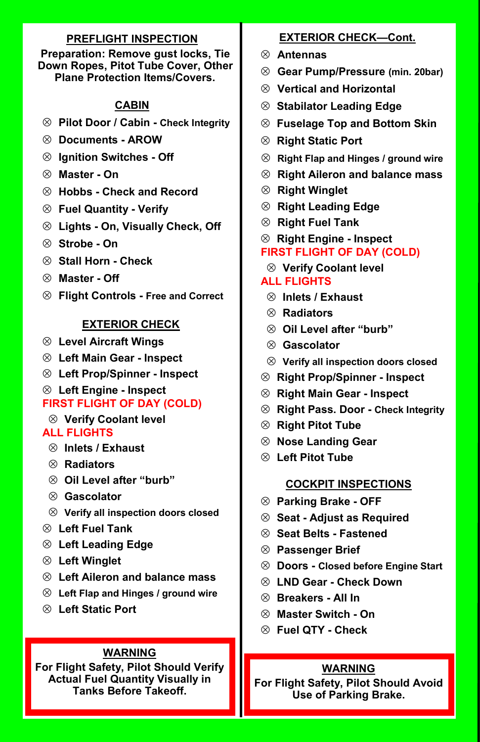## PREFLIGHT INSPECTION

**Preparation: Remove gust locks, Tie Down Ropes, Pitot Tube Cover, Other Plane Protection Items/Covers.**

### CABIN

- ⊗ **Pilot Door / Cabin - Check Integrity**
- ⊗ **Documents - AROW**
- ⊗ **Ignition Switches - Off**
- ⊗ **Master - On**
- ⊗ **Hobbs - Check and Record**
- ⊗ **Fuel Quantity - Verify**
- ⊗ **Lights - On, Visually Check, Off**
- ⊗ **Strobe - On**
- ⊗ **Stall Horn - Check**
- ⊗ **Master - Off**
- ⊗ **Flight Controls - Free and Correct**

### EXTERIOR CHECK

- ⊗ **Level Aircraft Wings**
- ⊗ **Left Main Gear - Inspect**
- ⊗ **Left Prop/Spinner - Inspect**
- ⊗ **Left Engine - Inspect**

**FIRST FLIGHT OF DAY (COLD)**

- ⊗ **Verify Coolant level**

**ALL FLIGHTS**

- ⊗ **Inlets / Exhaust**
- ⊗ **Radiators**
- ⊗ **Oil Level after "burb"**
- ⊗ **Gascolator**
- ⊗ **Verify all inspection doors closed**

- ⊗ **Left Fuel Tank**
- ⊗ **Left Leading Edge**
- ⊗ **Left Winglet**
- ⊗ **Left Aileron and balance mass**
- ⊗ **Left Flap and Hinges / ground wire**
- ⊗ **Left Static Port**

> **WARNING**
> **For Flight Safety, Pilot Should Verify Actual Fuel Quantity Visually in Tanks Before Takeoff.**

### EXTERIOR CHECK—Cont.

- ⊗ **Antennas**
- ⊗ **Gear Pump/Pressure (min. 20bar)**
- ⊗ **Vertical and Horizontal**
- ⊗ **Stabilator Leading Edge**
- ⊗ **Fuselage Top and Bottom Skin**
- ⊗ **Right Static Port**
- ⊗ **Right Flap and Hinges / ground wire**
- ⊗ **Right Aileron and balance mass**
- ⊗ **Right Winglet**
- ⊗ **Right Leading Edge**
- ⊗ **Right Fuel Tank**
- ⊗ **Right Engine - Inspect**

**FIRST FLIGHT OF DAY (COLD)**

- ⊗ **Verify Coolant level**

**ALL FLIGHTS**

- ⊗ **Inlets / Exhaust**
- ⊗ **Radiators**
- ⊗ **Oil Level after "burb"**
- ⊗ **Gascolator**
- ⊗ **Verify all inspection doors closed**

- ⊗ **Right Prop/Spinner - Inspect**
- ⊗ **Right Main Gear - Inspect**
- ⊗ **Right Pass. Door - Check Integrity**
- ⊗ **Right Pitot Tube**
- ⊗ **Nose Landing Gear**
- ⊗ **Left Pitot Tube**

### COCKPIT INSPECTIONS

- ⊗ **Parking Brake - OFF**
- ⊗ **Seat - Adjust as Required**
- ⊗ **Seat Belts - Fastened**
- ⊗ **Passenger Brief**
- ⊗ **Doors - Closed before Engine Start**
- ⊗ **LND Gear - Check Down**
- ⊗ **Breakers - All In**
- ⊗ **Master Switch - On**
- ⊗ **Fuel QTY - Check**

> **WARNING**
> **For Flight Safety, Pilot Should Avoid Use of Parking Brake.**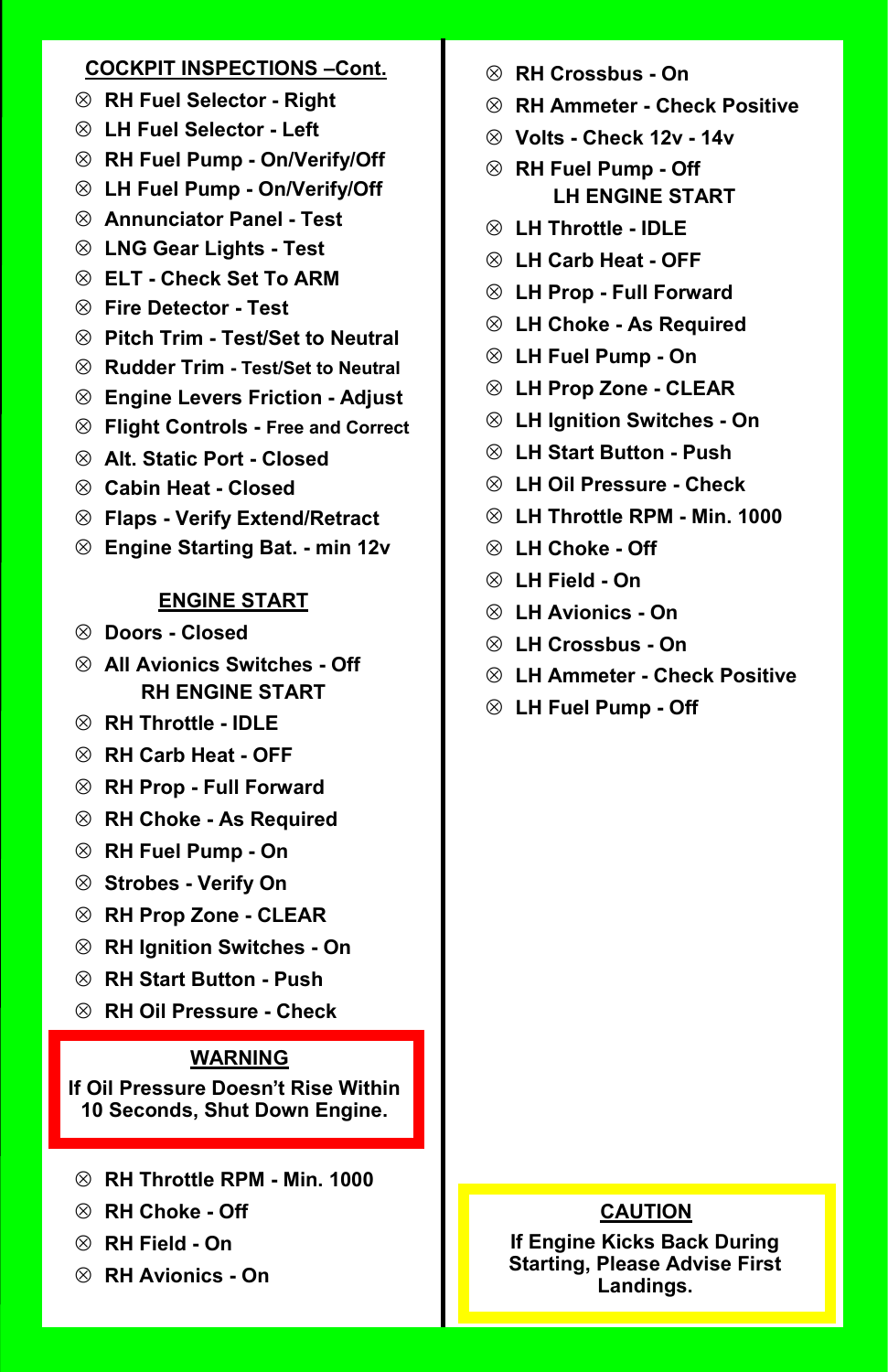**COCKPIT INSPECTIONS –Cont.**

- ⊗ RH Fuel Selector - Right
- ⊗ LH Fuel Selector - Left
- ⊗ RH Fuel Pump - On/Verify/Off
- ⊗ LH Fuel Pump - On/Verify/Off
- ⊗ Annunciator Panel - Test
- ⊗ LNG Gear Lights - Test
- ⊗ ELT - Check Set To ARM
- ⊗ Fire Detector - Test
- ⊗ Pitch Trim - Test/Set to Neutral
- ⊗ Rudder Trim - Test/Set to Neutral
- ⊗ Engine Levers Friction - Adjust
- ⊗ Flight Controls - Free and Correct
- ⊗ Alt. Static Port - Closed
- ⊗ Cabin Heat - Closed
- ⊗ Flaps - Verify Extend/Retract
- ⊗ Engine Starting Bat. - min 12v

**ENGINE START**

- ⊗ Doors - Closed
- ⊗ All Avionics Switches - Off

**RH ENGINE START**

- ⊗ RH Throttle - IDLE
- ⊗ RH Carb Heat - OFF
- ⊗ RH Prop - Full Forward
- ⊗ RH Choke - As Required
- ⊗ RH Fuel Pump - On
- ⊗ Strobes - Verify On
- ⊗ RH Prop Zone - CLEAR
- ⊗ RH Ignition Switches - On
- ⊗ RH Start Button - Push
- ⊗ RH Oil Pressure - Check

**WARNING**

**If Oil Pressure Doesn't Rise Within 10 Seconds, Shut Down Engine.**

- ⊗ RH Throttle RPM - Min. 1000
- ⊗ RH Choke - Off
- ⊗ RH Field - On
- ⊗ RH Avionics - On
- ⊗ RH Crossbus - On
- ⊗ RH Ammeter - Check Positive
- ⊗ Volts - Check 12v - 14v
- ⊗ RH Fuel Pump - Off

**LH ENGINE START**

- ⊗ LH Throttle - IDLE
- ⊗ LH Carb Heat - OFF
- ⊗ LH Prop - Full Forward
- ⊗ LH Choke - As Required
- ⊗ LH Fuel Pump - On
- ⊗ LH Prop Zone - CLEAR
- ⊗ LH Ignition Switches - On
- ⊗ LH Start Button - Push
- ⊗ LH Oil Pressure - Check
- ⊗ LH Throttle RPM - Min. 1000
- ⊗ LH Choke - Off
- ⊗ LH Field - On
- ⊗ LH Avionics - On
- ⊗ LH Crossbus - On
- ⊗ LH Ammeter - Check Positive
- ⊗ LH Fuel Pump - Off

**CAUTION**

**If Engine Kicks Back During Starting, Please Advise First Landings.**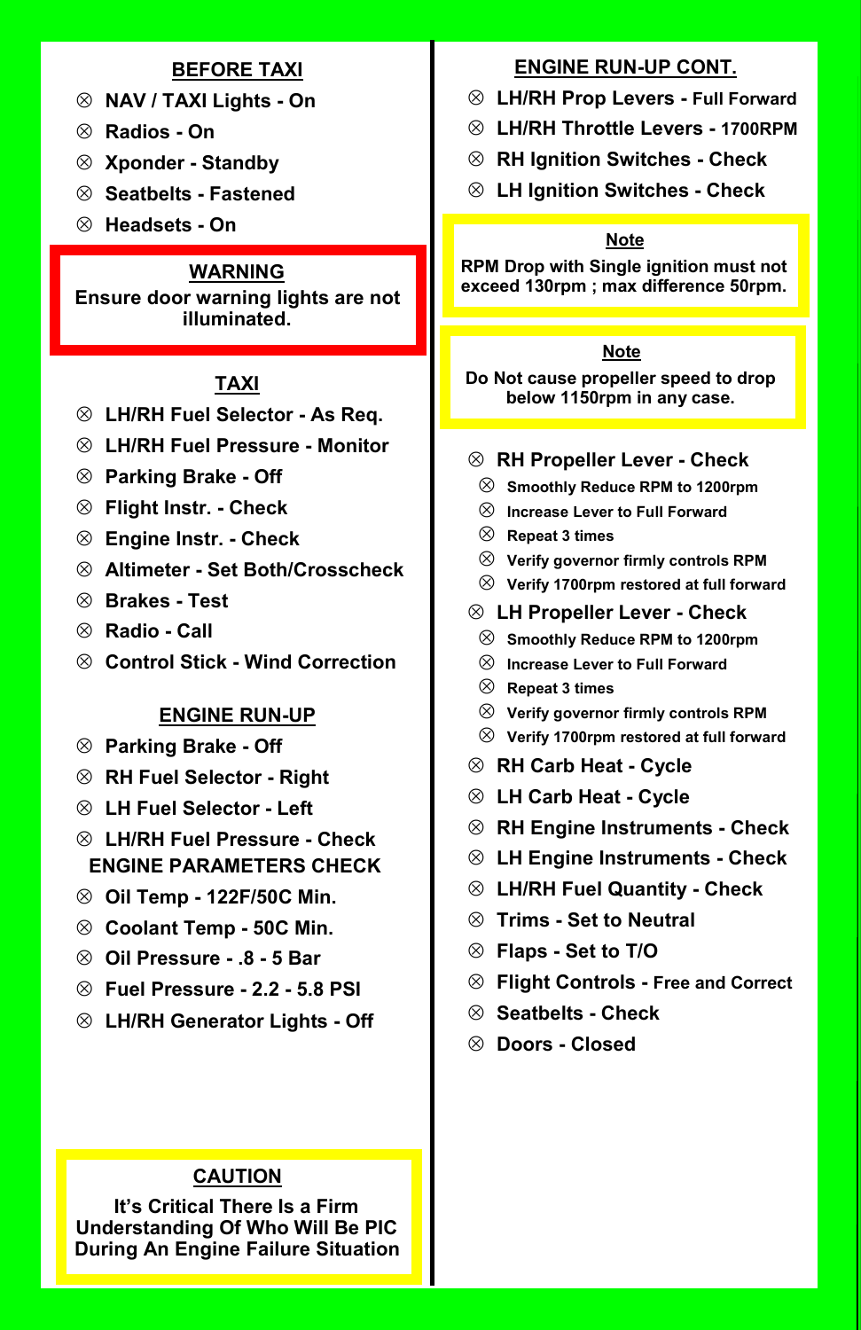## BEFORE TAXI

- ⊗ **NAV / TAXI Lights - On**
- ⊗ **Radios - On**
- ⊗ **Xponder - Standby**
- ⊗ **Seatbelts - Fastened**
- ⊗ **Headsets - On**

**WARNING**

**Ensure door warning lights are not illuminated.**

## TAXI

- ⊗ **LH/RH Fuel Selector - As Req.**
- ⊗ **LH/RH Fuel Pressure - Monitor**
- ⊗ **Parking Brake - Off**
- ⊗ **Flight Instr. - Check**
- ⊗ **Engine Instr. - Check**
- ⊗ **Altimeter - Set Both/Crosscheck**
- ⊗ **Brakes - Test**
- ⊗ **Radio - Call**
- ⊗ **Control Stick - Wind Correction**

## ENGINE RUN-UP

- ⊗ **Parking Brake - Off**
- ⊗ **RH Fuel Selector - Right**
- ⊗ **LH Fuel Selector - Left**
- ⊗ **LH/RH Fuel Pressure - Check**

**ENGINE PARAMETERS CHECK**

- ⊗ **Oil Temp - 122F/50C Min.**
- ⊗ **Coolant Temp - 50C Min.**
- ⊗ **Oil Pressure - .8 - 5 Bar**
- ⊗ **Fuel Pressure - 2.2 - 5.8 PSI**
- ⊗ **LH/RH Generator Lights - Off**

**CAUTION**

**It's Critical There Is a Firm Understanding Of Who Will Be PIC During An Engine Failure Situation**

## ENGINE RUN-UP CONT.

- ⊗ **LH/RH Prop Levers - Full Forward**
- ⊗ **LH/RH Throttle Levers - 1700RPM**
- ⊗ **RH Ignition Switches - Check**
- ⊗ **LH Ignition Switches - Check**

**Note**

**RPM Drop with Single ignition must not exceed 130rpm ; max difference 50rpm.**

**Note**

**Do Not cause propeller speed to drop below 1150rpm in any case.**

- ⊗ **RH Propeller Lever - Check**
  - ⊗ **Smoothly Reduce RPM to 1200rpm**
  - ⊗ **Increase Lever to Full Forward**
  - ⊗ **Repeat 3 times**
  - ⊗ **Verify governor firmly controls RPM**
  - ⊗ **Verify 1700rpm restored at full forward**
- ⊗ **LH Propeller Lever - Check**
  - ⊗ **Smoothly Reduce RPM to 1200rpm**
  - ⊗ **Increase Lever to Full Forward**
  - ⊗ **Repeat 3 times**
  - ⊗ **Verify governor firmly controls RPM**
  - ⊗ **Verify 1700rpm restored at full forward**
- ⊗ **RH Carb Heat - Cycle**
- ⊗ **LH Carb Heat - Cycle**
- ⊗ **RH Engine Instruments - Check**
- ⊗ **LH Engine Instruments - Check**
- ⊗ **LH/RH Fuel Quantity - Check**
- ⊗ **Trims - Set to Neutral**
- ⊗ **Flaps - Set to T/O**
- ⊗ **Flight Controls - Free and Correct**
- ⊗ **Seatbelts - Check**
- ⊗ **Doors - Closed**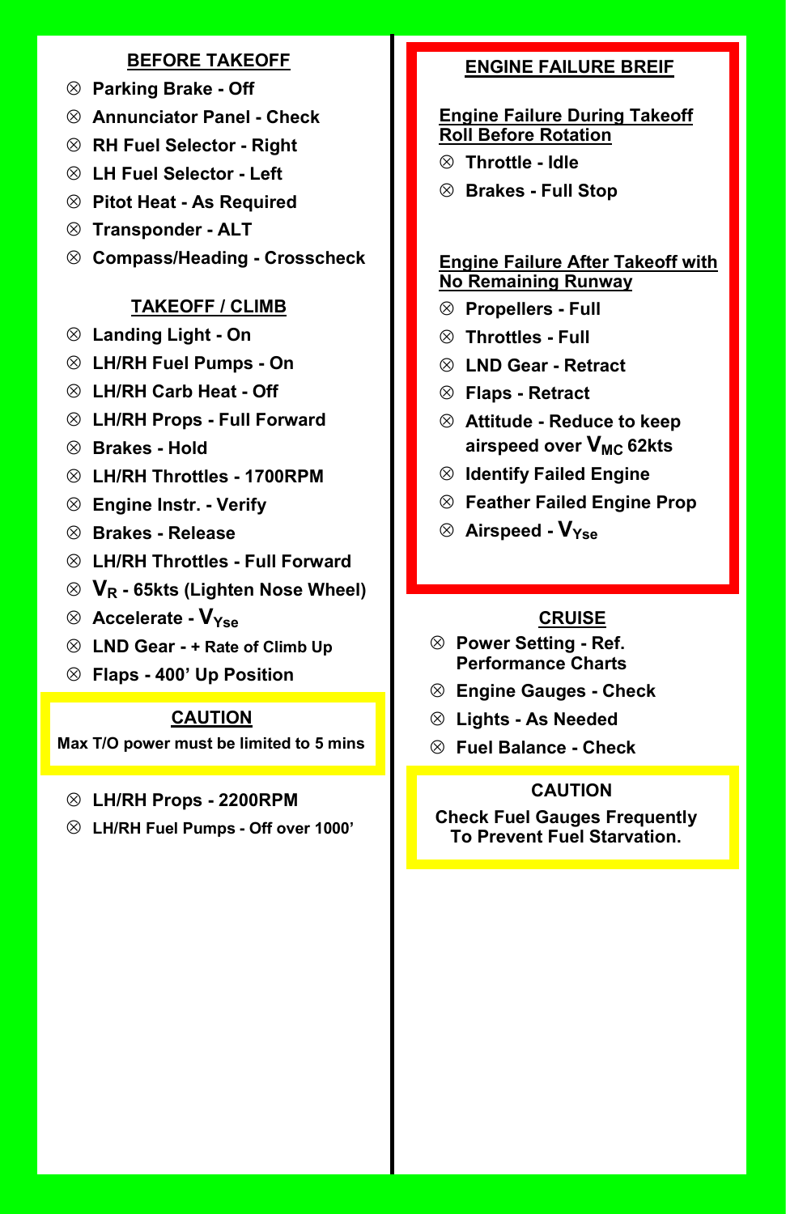## BEFORE TAKEOFF

- ⊗ Parking Brake - Off
- ⊗ Annunciator Panel - Check
- ⊗ RH Fuel Selector - Right
- ⊗ LH Fuel Selector - Left
- ⊗ Pitot Heat - As Required
- ⊗ Transponder - ALT
- ⊗ Compass/Heading - Crosscheck

## TAKEOFF / CLIMB

- ⊗ Landing Light - On
- ⊗ LH/RH Fuel Pumps - On
- ⊗ LH/RH Carb Heat - Off
- ⊗ LH/RH Props - Full Forward
- ⊗ Brakes - Hold
- ⊗ LH/RH Throttles - 1700RPM
- ⊗ Engine Instr. - Verify
- ⊗ Brakes - Release
- ⊗ LH/RH Throttles - Full Forward
- ⊗ $V_R$ - 65kts (Lighten Nose Wheel)
- ⊗ Accelerate - $V_{Yse}$
- ⊗ LND Gear - + Rate of Climb Up
- ⊗ Flaps - 400' Up Position

**CAUTION**

**Max T/O power must be limited to 5 mins**

- ⊗ LH/RH Props - 2200RPM
- ⊗ LH/RH Fuel Pumps - Off over 1000'

## ENGINE FAILURE BREIF

**Engine Failure During Takeoff Roll Before Rotation**

- ⊗ Throttle - Idle
- ⊗ Brakes - Full Stop

**Engine Failure After Takeoff with No Remaining Runway**

- ⊗ Propellers - Full
- ⊗ Throttles - Full
- ⊗ LND Gear - Retract
- ⊗ Flaps - Retract
- ⊗ Attitude - Reduce to keep airspeed over $V_{MC}$ 62kts
- ⊗ Identify Failed Engine
- ⊗ Feather Failed Engine Prop
- ⊗ Airspeed - $V_{Yse}$

## CRUISE

- ⊗ Power Setting - Ref. Performance Charts
- ⊗ Engine Gauges - Check
- ⊗ Lights - As Needed
- ⊗ Fuel Balance - Check

**CAUTION**

**Check Fuel Gauges Frequently To Prevent Fuel Starvation.**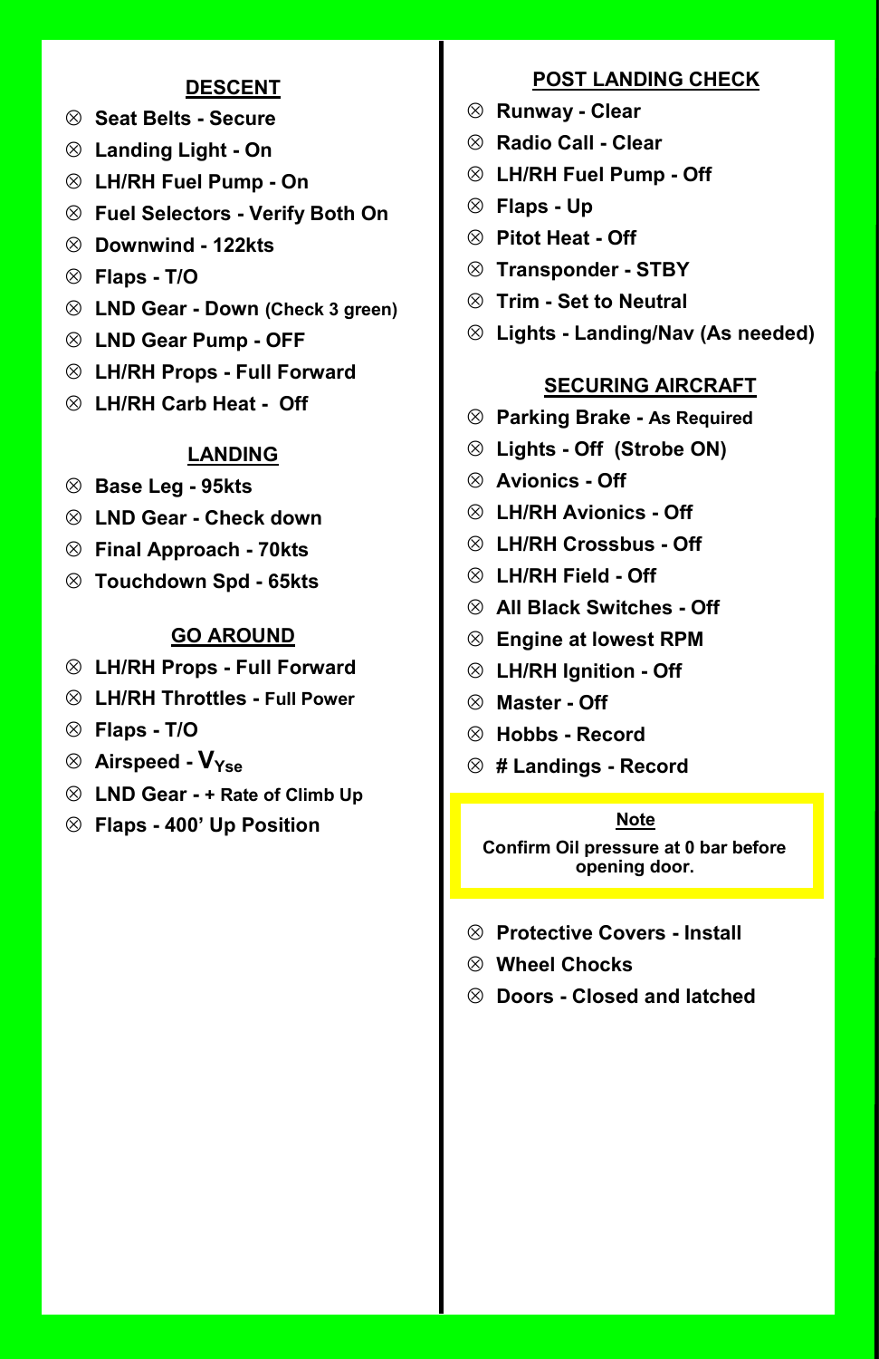## DESCENT

- ⊗ **Seat Belts - Secure**
- ⊗ **Landing Light - On**
- ⊗ **LH/RH Fuel Pump - On**
- ⊗ **Fuel Selectors - Verify Both On**
- ⊗ **Downwind - 122kts**
- ⊗ **Flaps - T/O**
- ⊗ **LND Gear - Down (Check 3 green)**
- ⊗ **LND Gear Pump - OFF**
- ⊗ **LH/RH Props - Full Forward**
- ⊗ **LH/RH Carb Heat - Off**

## LANDING

- ⊗ **Base Leg - 95kts**
- ⊗ **LND Gear - Check down**
- ⊗ **Final Approach - 70kts**
- ⊗ **Touchdown Spd - 65kts**

## GO AROUND

- ⊗ **LH/RH Props - Full Forward**
- ⊗ **LH/RH Throttles - Full Power**
- ⊗ **Flaps - T/O**
- ⊗ **Airspeed - $V_{Yse}$**
- ⊗ **LND Gear - + Rate of Climb Up**
- ⊗ **Flaps - 400' Up Position**

## POST LANDING CHECK

- ⊗ **Runway - Clear**
- ⊗ **Radio Call - Clear**
- ⊗ **LH/RH Fuel Pump - Off**
- ⊗ **Flaps - Up**
- ⊗ **Pitot Heat - Off**
- ⊗ **Transponder - STBY**
- ⊗ **Trim - Set to Neutral**
- ⊗ **Lights - Landing/Nav (As needed)**

## SECURING AIRCRAFT

- ⊗ **Parking Brake - As Required**
- ⊗ **Lights - Off (Strobe ON)**
- ⊗ **Avionics - Off**
- ⊗ **LH/RH Avionics - Off**
- ⊗ **LH/RH Crossbus - Off**
- ⊗ **LH/RH Field - Off**
- ⊗ **All Black Switches - Off**
- ⊗ **Engine at lowest RPM**
- ⊗ **LH/RH Ignition - Off**
- ⊗ **Master - Off**
- ⊗ **Hobbs - Record**
- ⊗ **# Landings - Record**

> **Note**
>
> **Confirm Oil pressure at 0 bar before opening door.**

- ⊗ **Protective Covers - Install**
- ⊗ **Wheel Chocks**
- ⊗ **Doors - Closed and latched**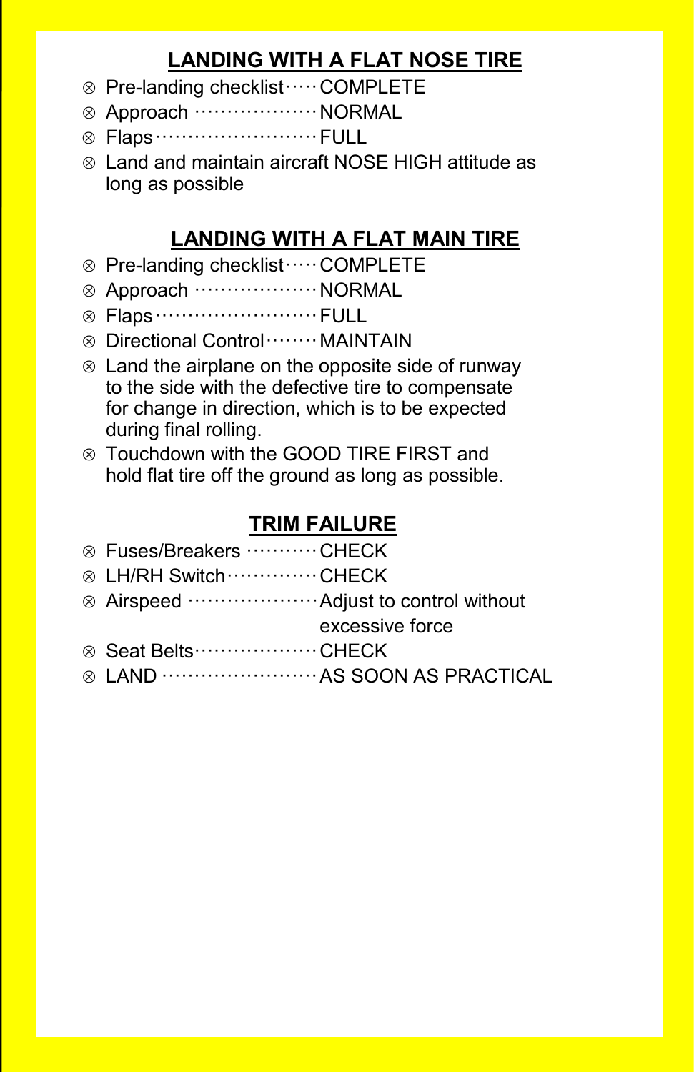## LANDING WITH A FLAT NOSE TIRE

- Pre-landing checklist ····· COMPLETE
- Approach ··················· NORMAL
- Flaps ························· FULL
- Land and maintain aircraft NOSE HIGH attitude as long as possible

## LANDING WITH A FLAT MAIN TIRE

- Pre-landing checklist ····· COMPLETE
- Approach ··················· NORMAL
- Flaps ························· FULL
- Directional Control ········ MAINTAIN
- Land the airplane on the opposite side of runway to the side with the defective tire to compensate for change in direction, which is to be expected during final rolling.
- Touchdown with the GOOD TIRE FIRST and hold flat tire off the ground as long as possible.

## TRIM FAILURE

- Fuses/Breakers ··········· CHECK
- LH/RH Switch ·············· CHECK
- Airspeed ···················· Adjust to control without excessive force
- Seat Belts ··················· CHECK
- LAND ························ AS SOON AS PRACTICAL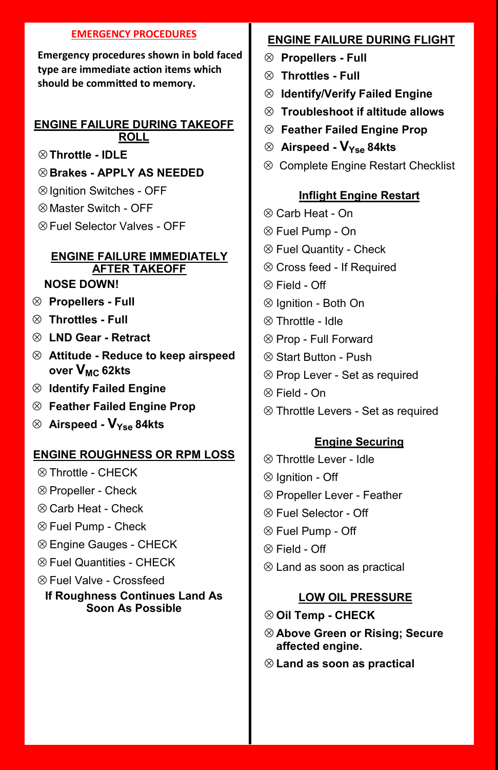## EMERGENCY PROCEDURES

**Emergency procedures shown in bold faced type are immediate action items which should be committed to memory.**

### ENGINE FAILURE DURING TAKEOFF ROLL

- ⊗ **Throttle - IDLE**
- ⊗ **Brakes - APPLY AS NEEDED**
- ⊗ Ignition Switches - OFF
- ⊗ Master Switch - OFF
- ⊗ Fuel Selector Valves - OFF

### ENGINE FAILURE IMMEDIATELY AFTER TAKEOFF

**NOSE DOWN!**

- ⊗ **Propellers - Full**
- ⊗ **Throttles - Full**
- ⊗ **LND Gear - Retract**
- ⊗ **Attitude - Reduce to keep airspeed over $V_{MC}$ 62kts**
- ⊗ **Identify Failed Engine**
- ⊗ **Feather Failed Engine Prop**
- ⊗ **Airspeed - $V_{Yse}$ 84kts**

### ENGINE ROUGHNESS OR RPM LOSS

- ⊗ Throttle - CHECK
- ⊗ Propeller - Check
- ⊗ Carb Heat - Check
- ⊗ Fuel Pump - Check
- ⊗ Engine Gauges - CHECK
- ⊗ Fuel Quantities - CHECK
- ⊗ Fuel Valve - Crossfeed

**If Roughness Continues Land As Soon As Possible**

### ENGINE FAILURE DURING FLIGHT

- ⊗ **Propellers - Full**
- ⊗ **Throttles - Full**
- ⊗ **Identify/Verify Failed Engine**
- ⊗ **Troubleshoot if altitude allows**
- ⊗ **Feather Failed Engine Prop**
- ⊗ **Airspeed - $V_{Yse}$ 84kts**
- ⊗ Complete Engine Restart Checklist

### Inflight Engine Restart

- ⊗ Carb Heat - On
- ⊗ Fuel Pump - On
- ⊗ Fuel Quantity - Check
- ⊗ Cross feed - If Required
- ⊗ Field - Off
- ⊗ Ignition - Both On
- ⊗ Throttle - Idle
- ⊗ Prop - Full Forward
- ⊗ Start Button - Push
- ⊗ Prop Lever - Set as required
- ⊗ Field - On
- ⊗ Throttle Levers - Set as required

### Engine Securing

- ⊗ Throttle Lever - Idle
- ⊗ Ignition - Off
- ⊗ Propeller Lever - Feather
- ⊗ Fuel Selector - Off
- ⊗ Fuel Pump - Off
- ⊗ Field - Off
- ⊗ Land as soon as practical

### LOW OIL PRESSURE

- ⊗ **Oil Temp - CHECK**
- ⊗ **Above Green or Rising; Secure affected engine.**
- ⊗ **Land as soon as practical**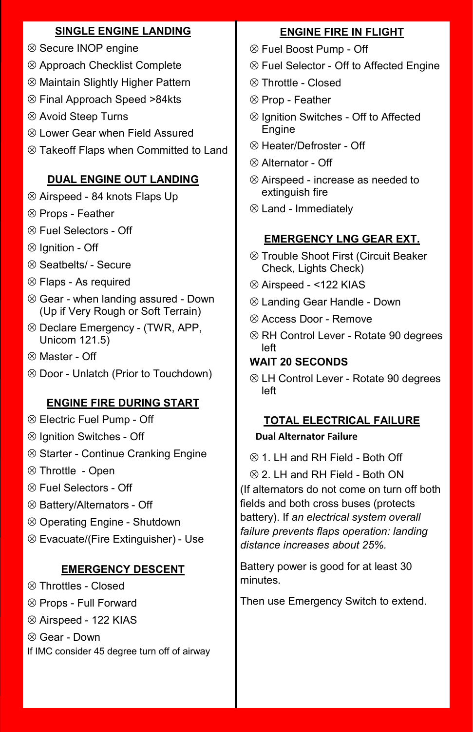## SINGLE ENGINE LANDING

- ⊗ Secure INOP engine
- ⊗ Approach Checklist Complete
- ⊗ Maintain Slightly Higher Pattern
- ⊗ Final Approach Speed >84kts
- ⊗ Avoid Steep Turns
- ⊗ Lower Gear when Field Assured
- ⊗ Takeoff Flaps when Committed to Land

## DUAL ENGINE OUT LANDING

- ⊗ Airspeed - 84 knots Flaps Up
- ⊗ Props - Feather
- ⊗ Fuel Selectors - Off
- ⊗ Ignition - Off
- ⊗ Seatbelts/ - Secure
- ⊗ Flaps - As required
- ⊗ Gear - when landing assured - Down (Up if Very Rough or Soft Terrain)
- ⊗ Declare Emergency - (TWR, APP, Unicom 121.5)
- ⊗ Master - Off
- ⊗ Door - Unlatch (Prior to Touchdown)

## ENGINE FIRE DURING START

- ⊗ Electric Fuel Pump - Off
- ⊗ Ignition Switches - Off
- ⊗ Starter - Continue Cranking Engine
- ⊗ Throttle - Open
- ⊗ Fuel Selectors - Off
- ⊗ Battery/Alternators - Off
- ⊗ Operating Engine - Shutdown
- ⊗ Evacuate/(Fire Extinguisher) - Use

## EMERGENCY DESCENT

- ⊗ Throttles - Closed
- ⊗ Props - Full Forward
- ⊗ Airspeed - 122 KIAS
- ⊗ Gear - Down

If IMC consider 45 degree turn off of airway

## ENGINE FIRE IN FLIGHT

- ⊗ Fuel Boost Pump - Off
- ⊗ Fuel Selector - Off to Affected Engine
- ⊗ Throttle - Closed
- ⊗ Prop - Feather
- ⊗ Ignition Switches - Off to Affected Engine
- ⊗ Heater/Defroster - Off
- ⊗ Alternator - Off
- ⊗ Airspeed - increase as needed to extinguish fire
- ⊗ Land - Immediately

## EMERGENCY LNG GEAR EXT.

- ⊗ Trouble Shoot First (Circuit Beaker Check, Lights Check)
- ⊗ Airspeed - <122 KIAS
- ⊗ Landing Gear Handle - Down
- ⊗ Access Door - Remove
- ⊗ RH Control Lever - Rotate 90 degrees left

**WAIT 20 SECONDS**

- ⊗ LH Control Lever - Rotate 90 degrees left

## TOTTAL ELECTRICAL FAILURE

**Dual Alternator Failure**

- ⊗ 1. LH and RH Field - Both Off
- ⊗ 2. LH and RH Field - Both ON

(If alternators do not come on turn off both fields and both cross buses (protects battery). If *an electrical system overall failure prevents flaps operation: landing distance increases about 25%.*

Battery power is good for at least 30 minutes.

Then use Emergency Switch to extend.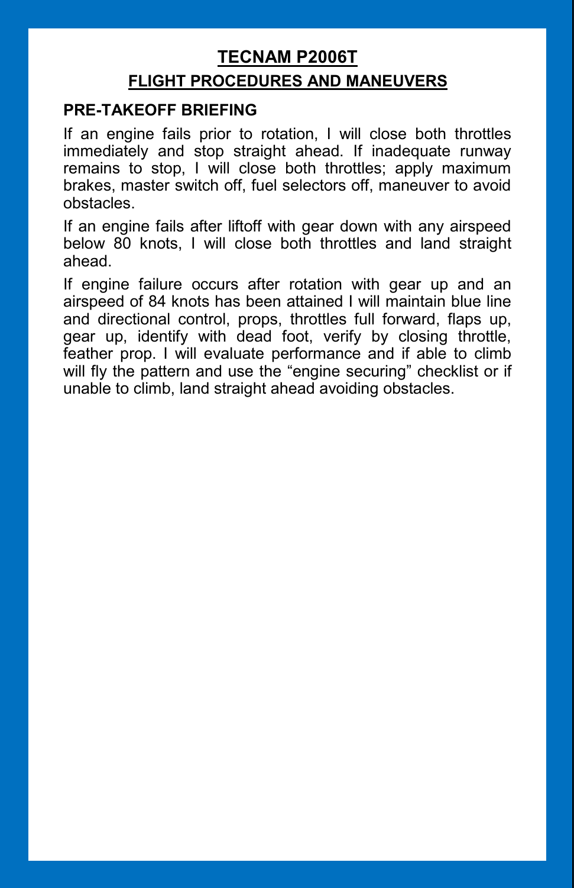# TECNAM P2006T

## FLIGHT PROCEDURES AND MANEUVERS

### PRE-TAKEOFF BRIEFING

If an engine fails prior to rotation, I will close both throttles immediately and stop straight ahead. If inadequate runway remains to stop, I will close both throttles; apply maximum brakes, master switch off, fuel selectors off, maneuver to avoid obstacles.

If an engine fails after liftoff with gear down with any airspeed below 80 knots, I will close both throttles and land straight ahead.

If engine failure occurs after rotation with gear up and an airspeed of 84 knots has been attained I will maintain blue line and directional control, props, throttles full forward, flaps up, gear up, identify with dead foot, verify by closing throttle, feather prop. I will evaluate performance and if able to climb will fly the pattern and use the "engine securing" checklist or if unable to climb, land straight ahead avoiding obstacles.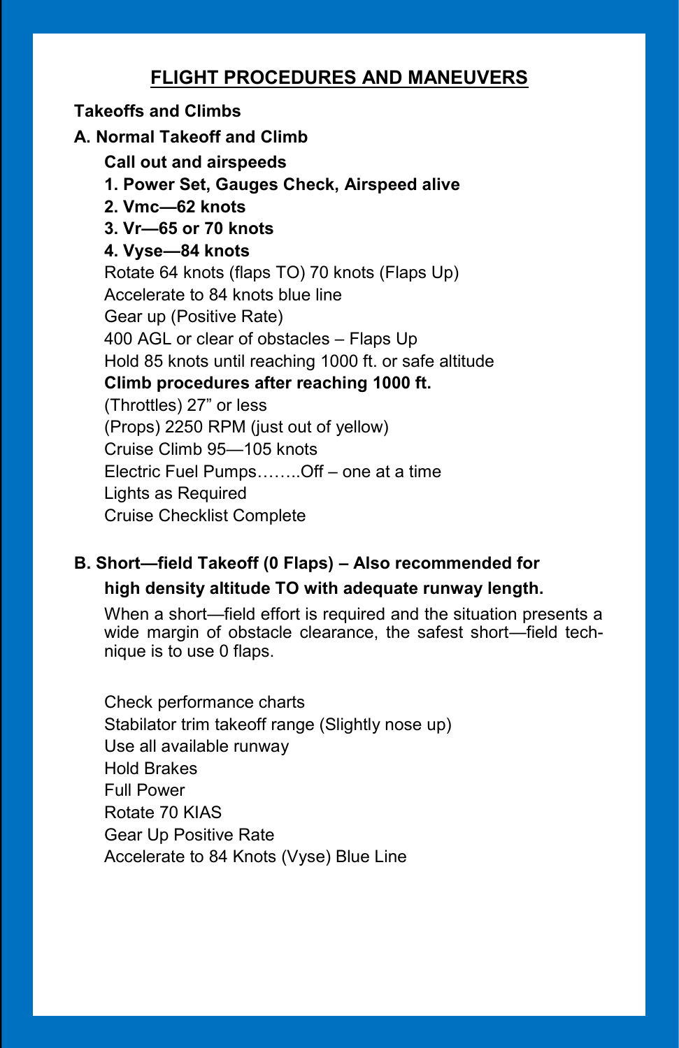# FLIGHT PROCEDURES AND MANEUVERS

## Takeoffs and Climbs

### A. Normal Takeoff and Climb

**Call out and airspeeds**

**1. Power Set, Gauges Check, Airspeed alive**

**2. Vmc—62 knots**

**3. Vr—65 or 70 knots**

**4. Vyse—84 knots**

Rotate 64 knots (flaps TO) 70 knots (Flaps Up)

Accelerate to 84 knots blue line

Gear up (Positive Rate)

400 AGL or clear of obstacles – Flaps Up

Hold 85 knots until reaching 1000 ft. or safe altitude

**Climb procedures after reaching 1000 ft.**

(Throttles) 27" or less

(Props) 2250 RPM (just out of yellow)

Cruise Climb 95—105 knots

Electric Fuel Pumps……..Off – one at a time

Lights as Required

Cruise Checklist Complete

### B. Short—field Takeoff (0 Flaps) – Also recommended for high density altitude TO with adequate runway length.

When a short—field effort is required and the situation presents a wide margin of obstacle clearance, the safest short—field technique is to use 0 flaps.

Check performance charts

Stabilator trim takeoff range (Slightly nose up)

Use all available runway

Hold Brakes

Full Power

Rotate 70 KIAS

Gear Up Positive Rate

Accelerate to 84 Knots (Vyse) Blue Line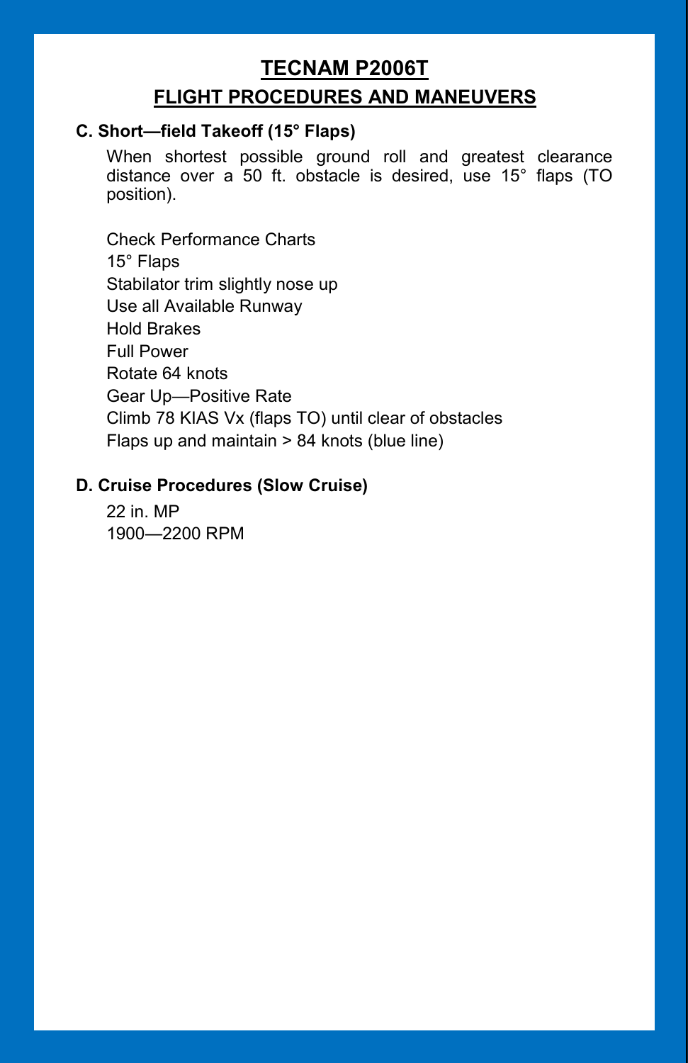# TECNAM P2006T

## FLIGHT PROCEDURES AND MANEUVERS

### C. Short—field Takeoff (15° Flaps)

When shortest possible ground roll and greatest clearance distance over a 50 ft. obstacle is desired, use 15° flaps (TO position).

Check Performance Charts
15° Flaps
Stabilator trim slightly nose up
Use all Available Runway
Hold Brakes
Full Power
Rotate 64 knots
Gear Up—Positive Rate
Climb 78 KIAS Vx (flaps TO) until clear of obstacles
Flaps up and maintain > 84 knots (blue line)

### D. Cruise Procedures (Slow Cruise)

22 in. MP
1900—2200 RPM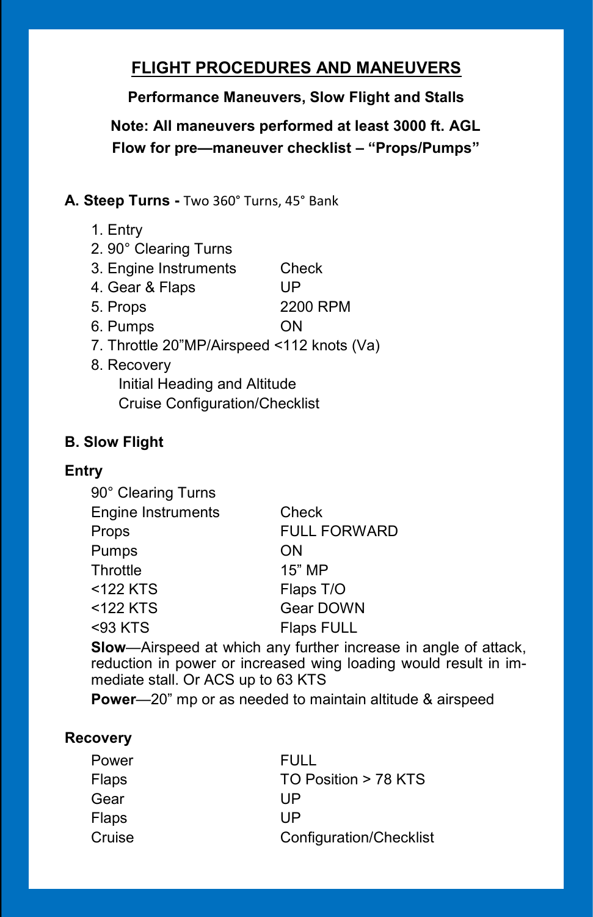# FLIGHT PROCEDURES AND MANEUVERS

**Performance Maneuvers, Slow Flight and Stalls**

**Note: All maneuvers performed at least 3000 ft. AGL**

**Flow for pre—maneuver checklist – "Props/Pumps"**

## A. Steep Turns - Two 360° Turns, 45° Bank

1. Entry
2. 90° Clearing Turns
3. Engine Instruments — Check
4. Gear & Flaps — UP
5. Props — 2200 RPM
6. Pumps — ON
7. Throttle 20"MP/Airspeed <112 knots (Va)
8. Recovery
   - Initial Heading and Altitude
   - Cruise Configuration/Checklist

## B. Slow Flight

### Entry

| | |
|---|---|
| 90° Clearing Turns | |
| Engine Instruments | Check |
| Props | FULL FORWARD |
| Pumps | ON |
| Throttle | 15" MP |
| <122 KTS | Flaps T/O |
| <122 KTS | Gear DOWN |
| <93 KTS | Flaps FULL |

**Slow**—Airspeed at which any further increase in angle of attack, reduction in power or increased wing loading would result in immediate stall. Or ACS up to 63 KTS

**Power**—20" mp or as needed to maintain altitude & airspeed

### Recovery

| | |
|---|---|
| Power | FULL |
| Flaps | TO Position > 78 KTS |
| Gear | UP |
| Flaps | UP |
| Cruise | Configuration/Checklist |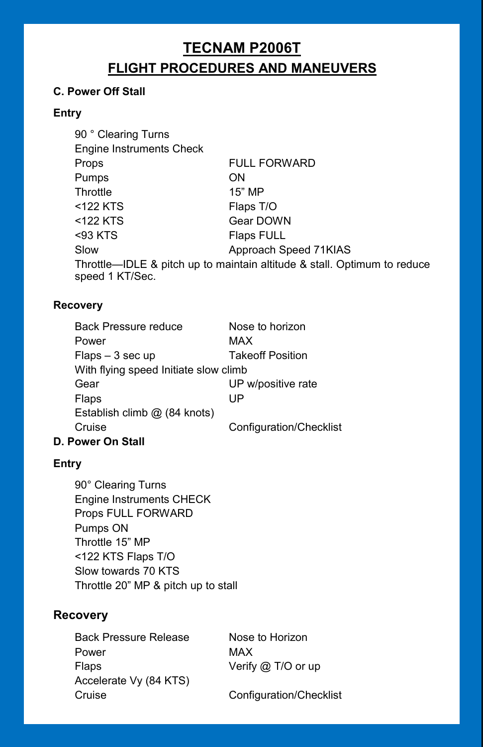# TECNAM P2006T

## FLIGHT PROCEDURES AND MANEUVERS

### C. Power Off Stall

#### Entry

| | |
|---|---|
| 90 ° Clearing Turns | |
| Engine Instruments Check | |
| Props | FULL FORWARD |
| Pumps | ON |
| Throttle | 15” MP |
| <122 KTS | Flaps T/O |
| <122 KTS | Gear DOWN |
| <93 KTS | Flaps FULL |
| Slow | Approach Speed 71KIAS |

Throttle—IDLE & pitch up to maintain altitude & stall. Optimum to reduce speed 1 KT/Sec.

#### Recovery

| | |
|---|---|
| Back Pressure reduce | Nose to horizon |
| Power | MAX |
| Flaps – 3 sec up | Takeoff Position |
| With flying speed Initiate slow climb | |
| Gear | UP w/positive rate |
| Flaps | UP |
| Establish climb @ (84 knots) | |
| Cruise | Configuration/Checklist |

### D. Power On Stall

#### Entry

90° Clearing Turns
Engine Instruments CHECK
Props FULL FORWARD
Pumps ON
Throttle 15” MP
<122 KTS Flaps T/O
Slow towards 70 KTS
Throttle 20” MP & pitch up to stall

#### Recovery

| | |
|---|---|
| Back Pressure Release | Nose to Horizon |
| Power | MAX |
| Flaps | Verify @ T/O or up |
| Accelerate Vy (84 KTS) | |
| Cruise | Configuration/Checklist |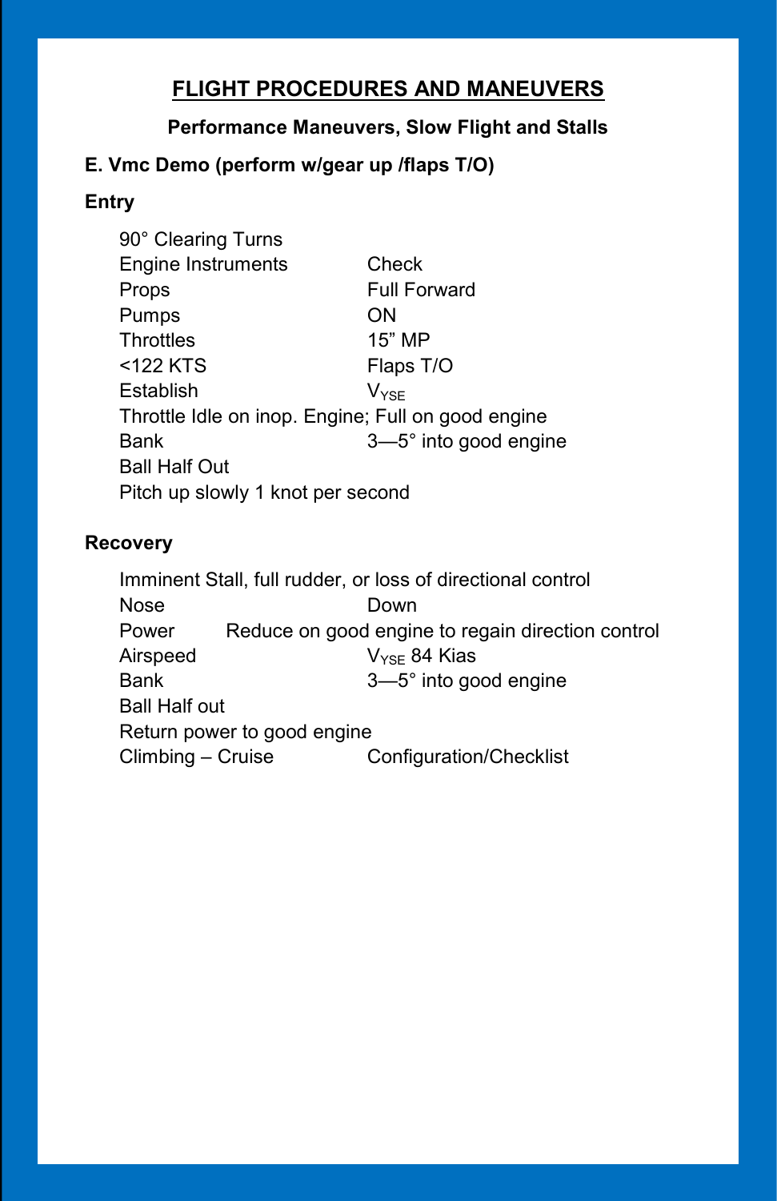# FLIGHT PROCEDURES AND MANEUVERS

## Performance Maneuvers, Slow Flight and Stalls

### E. Vmc Demo (perform w/gear up /flaps T/O)

**Entry**

| | |
|---|---|
| 90° Clearing Turns | |
| Engine Instruments | Check |
| Props | Full Forward |
| Pumps | ON |
| Throttles | 15" MP |
| <122 KTS | Flaps T/O |
| Establish | $V_{YSE}$ |
| Throttle Idle on inop. Engine; Full on good engine | |
| Bank | 3—5° into good engine |
| Ball Half Out | |
| Pitch up slowly 1 knot per second | |

**Recovery**

| | |
|---|---|
| Imminent Stall, full rudder, or loss of directional control | |
| Nose | Down |
| Power | Reduce on good engine to regain direction control |
| Airspeed | $V_{YSE}$ 84 Kias |
| Bank | 3—5° into good engine |
| Ball Half out | |
| Return power to good engine | |
| Climbing – Cruise | Configuration/Checklist |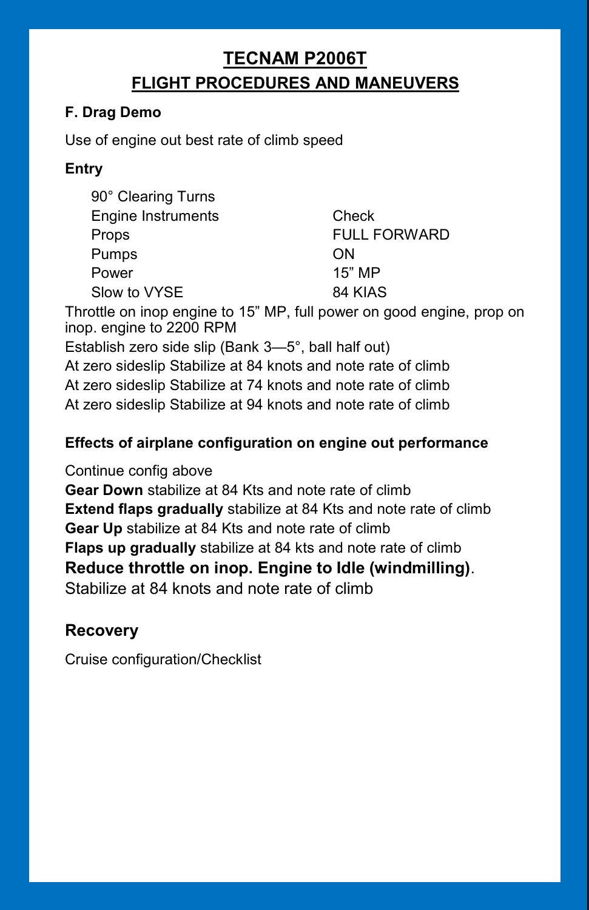# TECNAM P2006T

## FLIGHT PROCEDURES AND MANEUVERS

### F. Drag Demo

Use of engine out best rate of climb speed

**Entry**

| | |
|---|---|
| 90° Clearing Turns | |
| Engine Instruments | Check |
| Props | FULL FORWARD |
| Pumps | ON |
| Power | 15” MP |
| Slow to VYSE | 84 KIAS |

Throttle on inop engine to 15” MP, full power on good engine, prop on inop. engine to 2200 RPM

Establish zero side slip (Bank 3—5°, ball half out)

At zero sideslip Stabilize at 84 knots and note rate of climb

At zero sideslip Stabilize at 74 knots and note rate of climb

At zero sideslip Stabilize at 94 knots and note rate of climb

**Effects of airplane configuration on engine out performance**

Continue config above

**Gear Down** stabilize at 84 Kts and note rate of climb

**Extend flaps gradually** stabilize at 84 Kts and note rate of climb

**Gear Up** stabilize at 84 Kts and note rate of climb

**Flaps up gradually** stabilize at 84 kts and note rate of climb

**Reduce throttle on inop. Engine to Idle (windmilling)**. Stabilize at 84 knots and note rate of climb

**Recovery**

Cruise configuration/Checklist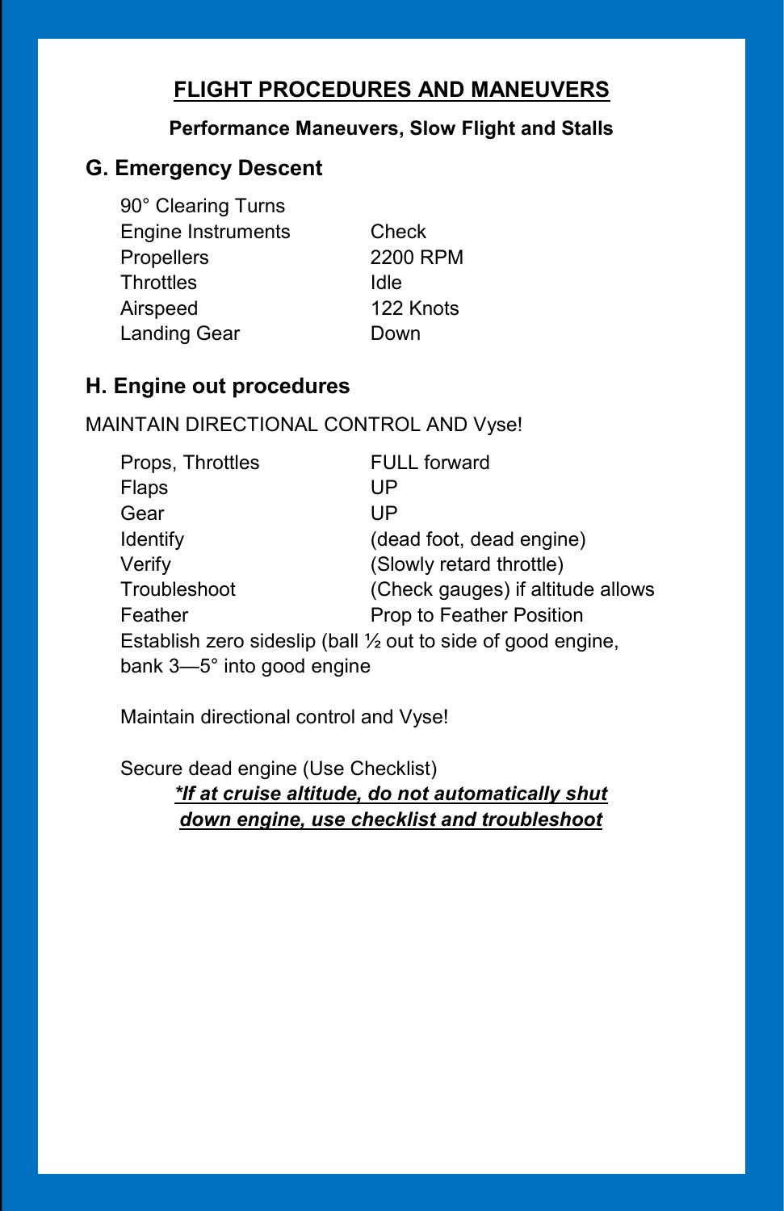# FLIGHT PROCEDURES AND MANEUVERS

**Performance Maneuvers, Slow Flight and Stalls**

## G. Emergency Descent

| | |
|---|---|
| 90° Clearing Turns | |
| Engine Instruments | Check |
| Propellers | 2200 RPM |
| Throttles | Idle |
| Airspeed | 122 Knots |
| Landing Gear | Down |

## H. Engine out procedures

MAINTAIN DIRECTIONAL CONTROL AND Vyse!

| | |
|---|---|
| Props, Throttles | FULL forward |
| Flaps | UP |
| Gear | UP |
| Identify | (dead foot, dead engine) |
| Verify | (Slowly retard throttle) |
| Troubleshoot | (Check gauges) if altitude allows |
| Feather | Prop to Feather Position |

Establish zero sideslip (ball ½ out to side of good engine, bank 3—5° into good engine

Maintain directional control and Vyse!

Secure dead engine (Use Checklist)

***\*If at cruise altitude, do not automatically shut down engine, use checklist and troubleshoot***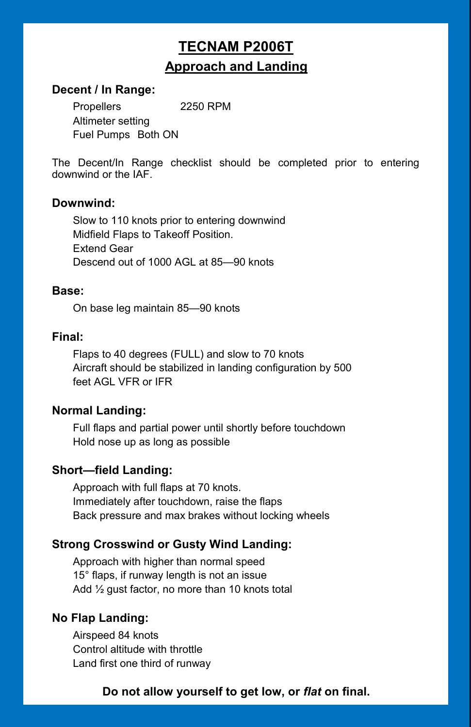# TECNAM P2006T

## Approach and Landing

### Decent / In Range:

Propellers 2250 RPM
Altimeter setting
Fuel Pumps Both ON

The Decent/In Range checklist should be completed prior to entering downwind or the IAF.

### Downwind:

Slow to 110 knots prior to entering downwind
Midfield Flaps to Takeoff Position.
Extend Gear
Descend out of 1000 AGL at 85—90 knots

### Base:

On base leg maintain 85—90 knots

### Final:

Flaps to 40 degrees (FULL) and slow to 70 knots
Aircraft should be stabilized in landing configuration by 500 feet AGL VFR or IFR

### Normal Landing:

Full flaps and partial power until shortly before touchdown
Hold nose up as long as possible

### Short—field Landing:

Approach with full flaps at 70 knots.
Immediately after touchdown, raise the flaps
Back pressure and max brakes without locking wheels

### Strong Crosswind or Gusty Wind Landing:

Approach with higher than normal speed
15° flaps, if runway length is not an issue
Add ½ gust factor, no more than 10 knots total

### No Flap Landing:

Airspeed 84 knots
Control altitude with throttle
Land first one third of runway

**Do not allow yourself to get low, or *flat* on final.**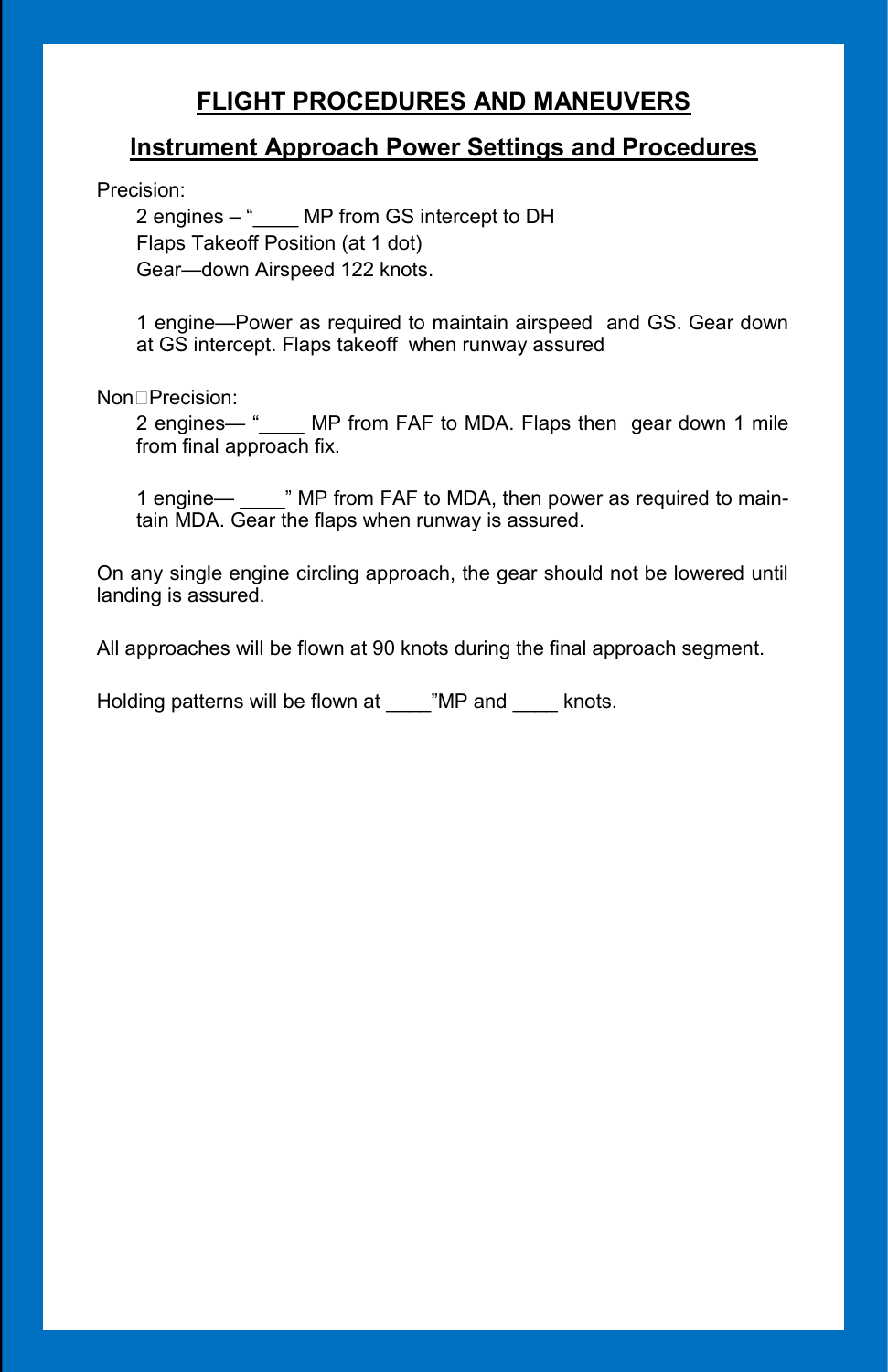## FLIGHT PROCEDURES AND MANEUVERS

### Instrument Approach Power Settings and Procedures

Precision:

2 engines – "____ MP from GS intercept to DH
Flaps Takeoff Position (at 1 dot)
Gear—down Airspeed 122 knots.

1 engine—Power as required to maintain airspeed and GS. Gear down at GS intercept. Flaps takeoff when runway assured

Non□Precision:

2 engines— "____ MP from FAF to MDA. Flaps then gear down 1 mile from final approach fix.

1 engine— ____" MP from FAF to MDA, then power as required to maintain MDA. Gear the flaps when runway is assured.

On any single engine circling approach, the gear should not be lowered until landing is assured.

All approaches will be flown at 90 knots during the final approach segment.

Holding patterns will be flown at ____"MP and ____ knots.